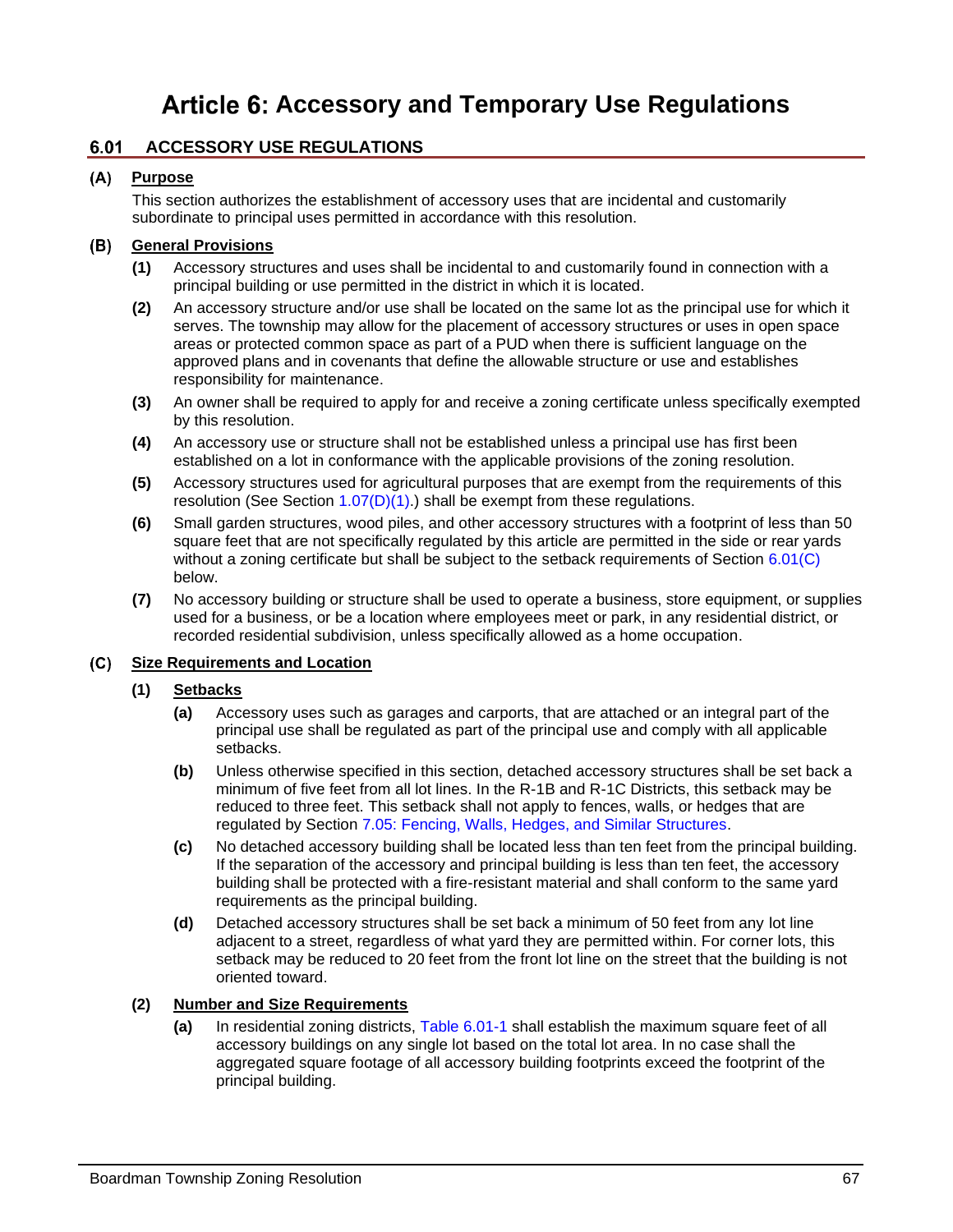# Article 6: Accessory and Temporary Use Regulations

## 6.01 ACCESSORY USE REGULATIONS

### (A) Purpose

This section authorizes the establishment of accessory uses that are incidental and customarily subordinate to principal uses permitted in accordance with this resolution.

### (B) General Provisions

**(1)** Accessory structures and uses shall be incidental to and customarily found in connection with a principal building or use permitted in the district in which it is located.

**(2)** An accessory structure and/or use shall be located on the same lot as the principal use for which it serves. The township may allow for the placement of accessory structures or uses in open space areas or protected common space as part of a PUD when there is sufficient language on the approved plans and in covenants that define the allowable structure or use and establishes responsibility for maintenance.

**(3)** An owner shall be required to apply for and receive a zoning certificate unless specifically exempted by this resolution.

**(4)** An accessory use or structure shall not be established unless a principal use has first been established on a lot in conformance with the applicable provisions of the zoning resolution.

**(5)** Accessory structures used for agricultural purposes that are exempt from the requirements of this resolution (See Section 1.07(D)(1).) shall be exempt from these regulations.

**(6)** Small garden structures, wood piles, and other accessory structures with a footprint of less than 50 square feet that are not specifically regulated by this article are permitted in the side or rear yards without a zoning certificate but shall be subject to the setback requirements of Section 6.01(C) below.

**(7)** No accessory building or structure shall be used to operate a business, store equipment, or supplies used for a business, or be a location where employees meet or park, in any residential district, or recorded residential subdivision, unless specifically allowed as a home occupation.

### (C) Size Requirements and Location

#### (1) Setbacks

**(a)** Accessory uses such as garages and carports, that are attached or an integral part of the principal use shall be regulated as part of the principal use and comply with all applicable setbacks.

**(b)** Unless otherwise specified in this section, detached accessory structures shall be set back a minimum of five feet from all lot lines. In the R-1B and R-1C Districts, this setback may be reduced to three feet. This setback shall not apply to fences, walls, or hedges that are regulated by Section 7.05: Fencing, Walls, Hedges, and Similar Structures.

**(c)** No detached accessory building shall be located less than ten feet from the principal building. If the separation of the accessory and principal building is less than ten feet, the accessory building shall be protected with a fire-resistant material and shall conform to the same yard requirements as the principal building.

**(d)** Detached accessory structures shall be set back a minimum of 50 feet from any lot line adjacent to a street, regardless of what yard they are permitted within. For corner lots, this setback may be reduced to 20 feet from the front lot line on the street that the building is not oriented toward.

#### (2) Number and Size Requirements

**(a)** In residential zoning districts, Table 6.01-1 shall establish the maximum square feet of all accessory buildings on any single lot based on the total lot area. In no case shall the aggregated square footage of all accessory building footprints exceed the footprint of the principal building.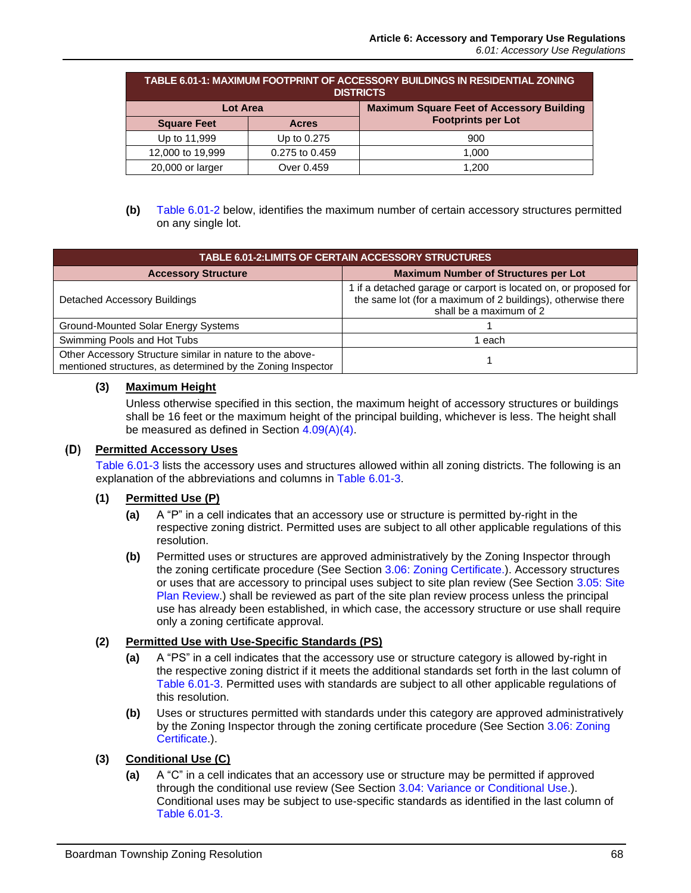| TABLE 6.01-1: MAXIMUM FOOTPRINT OF ACCESSORY BUILDINGS IN RESIDENTIAL ZONING DISTRICTS | | |
|---|---|---|
| Lot Area | | Maximum Square Feet of Accessory Building Footprints per Lot |
| Square Feet | Acres | |
| Up to 11,999 | Up to 0.275 | 900 |
| 12,000 to 19,999 | 0.275 to 0.459 | 1,000 |
| 20,000 or larger | Over 0.459 | 1,200 |

**(b)** Table 6.01-2 below, identifies the maximum number of certain accessory structures permitted on any single lot.

| TABLE 6.01-2:LIMITS OF CERTAIN ACCESSORY STRUCTURES | |
|---|---|
| **Accessory Structure** | **Maximum Number of Structures per Lot** |
| Detached Accessory Buildings | 1 if a detached garage or carport is located on, or proposed for the same lot (for a maximum of 2 buildings), otherwise there shall be a maximum of 2 |
| Ground-Mounted Solar Energy Systems | 1 |
| Swimming Pools and Hot Tubs | 1 each |
| Other Accessory Structure similar in nature to the above-mentioned structures, as determined by the Zoning Inspector | 1 |

**(3)** **Maximum Height**

Unless otherwise specified in this section, the maximum height of accessory structures or buildings shall be 16 feet or the maximum height of the principal building, whichever is less. The height shall be measured as defined in Section 4.09(A)(4).

## (D) Permitted Accessory Uses

Table 6.01-3 lists the accessory uses and structures allowed within all zoning districts. The following is an explanation of the abbreviations and columns in Table 6.01-3.

**(1)** **Permitted Use (P)**

**(a)** A "P" in a cell indicates that an accessory use or structure is permitted by-right in the respective zoning district. Permitted uses are subject to all other applicable regulations of this resolution.

**(b)** Permitted uses or structures are approved administratively by the Zoning Inspector through the zoning certificate procedure (See Section 3.06: Zoning Certificate.). Accessory structures or uses that are accessory to principal uses subject to site plan review (See Section 3.05: Site Plan Review.) shall be reviewed as part of the site plan review process unless the principal use has already been established, in which case, the accessory structure or use shall require only a zoning certificate approval.

**(2)** **Permitted Use with Use-Specific Standards (PS)**

**(a)** A "PS" in a cell indicates that the accessory use or structure category is allowed by-right in the respective zoning district if it meets the additional standards set forth in the last column of Table 6.01-3. Permitted uses with standards are subject to all other applicable regulations of this resolution.

**(b)** Uses or structures permitted with standards under this category are approved administratively by the Zoning Inspector through the zoning certificate procedure (See Section 3.06: Zoning Certificate.).

**(3)** **Conditional Use (C)**

**(a)** A "C" in a cell indicates that an accessory use or structure may be permitted if approved through the conditional use review (See Section 3.04: Variance or Conditional Use.). Conditional uses may be subject to use-specific standards as identified in the last column of Table 6.01-3.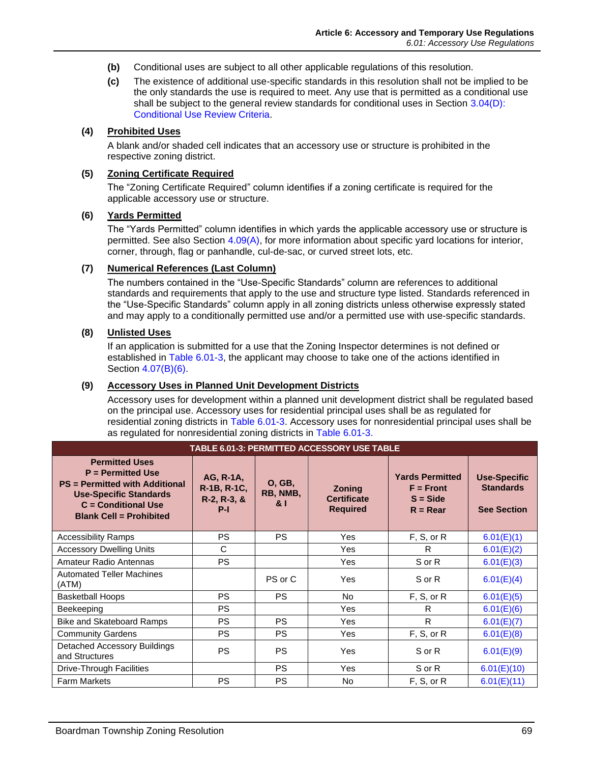**(b)** Conditional uses are subject to all other applicable regulations of this resolution.

**(c)** The existence of additional use-specific standards in this resolution shall not be implied to be the only standards the use is required to meet. Any use that is permitted as a conditional use shall be subject to the general review standards for conditional uses in Section 3.04(D): Conditional Use Review Criteria.

**(4) Prohibited Uses**

A blank and/or shaded cell indicates that an accessory use or structure is prohibited in the respective zoning district.

**(5) Zoning Certificate Required**

The “Zoning Certificate Required” column identifies if a zoning certificate is required for the applicable accessory use or structure.

**(6) Yards Permitted**

The “Yards Permitted” column identifies in which yards the applicable accessory use or structure is permitted. See also Section 4.09(A), for more information about specific yard locations for interior, corner, through, flag or panhandle, cul-de-sac, or curved street lots, etc.

**(7) Numerical References (Last Column)**

The numbers contained in the “Use-Specific Standards” column are references to additional standards and requirements that apply to the use and structure type listed. Standards referenced in the “Use-Specific Standards” column apply in all zoning districts unless otherwise expressly stated and may apply to a conditionally permitted use and/or a permitted use with use-specific standards.

**(8) Unlisted Uses**

If an application is submitted for a use that the Zoning Inspector determines is not defined or established in Table 6.01-3, the applicant may choose to take one of the actions identified in Section 4.07(B)(6).

**(9) Accessory Uses in Planned Unit Development Districts**

Accessory uses for development within a planned unit development district shall be regulated based on the principal use. Accessory uses for residential principal uses shall be as regulated for residential zoning districts in Table 6.01-3. Accessory uses for nonresidential principal uses shall be as regulated for nonresidential zoning districts in Table 6.01-3.

**TABLE 6.01-3: PERMITTED ACCESSORY USE TABLE**

| Permitted Uses<br>P = Permitted Use<br>PS = Permitted with Additional Use-Specific Standards<br>C = Conditional Use<br>Blank Cell = Prohibited | AG, R-1A, R-1B, R-1C, R-2, R-3, & P-I | O, GB, RB, NMB, & I | Zoning Certificate Required | Yards Permitted<br>F = Front<br>S = Side<br>R = Rear | Use-Specific Standards<br>See Section |
|---|---|---|---|---|---|
| Accessibility Ramps | PS | PS | Yes | F, S, or R | 6.01(E)(1) |
| Accessory Dwelling Units | C | | Yes | R | 6.01(E)(2) |
| Amateur Radio Antennas | PS | | Yes | S or R | 6.01(E)(3) |
| Automated Teller Machines (ATM) | | PS or C | Yes | S or R | 6.01(E)(4) |
| Basketball Hoops | PS | PS | No | F, S, or R | 6.01(E)(5) |
| Beekeeping | PS | | Yes | R | 6.01(E)(6) |
| Bike and Skateboard Ramps | PS | PS | Yes | R | 6.01(E)(7) |
| Community Gardens | PS | PS | Yes | F, S, or R | 6.01(E)(8) |
| Detached Accessory Buildings and Structures | PS | PS | Yes | S or R | 6.01(E)(9) |
| Drive-Through Facilities | | PS | Yes | S or R | 6.01(E)(10) |
| Farm Markets | PS | PS | No | F, S, or R | 6.01(E)(11) |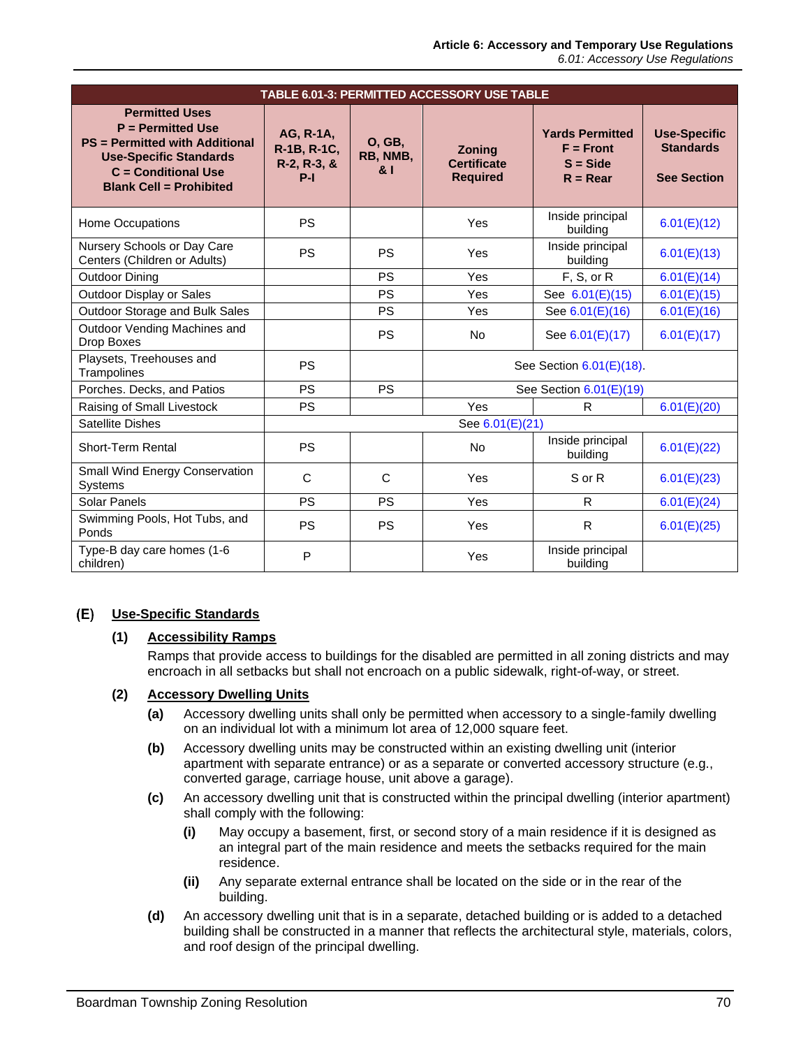| TABLE 6.01-3: PERMITTED ACCESSORY USE TABLE | | | | | |
|---|---|---|---|---|---|
| Permitted Uses<br>P = Permitted Use<br>PS = Permitted with Additional Use-Specific Standards<br>C = Conditional Use<br>Blank Cell = Prohibited | AG, R-1A, R-1B, R-1C, R-2, R-3, & P-I | O, GB, RB, NMB, & I | Zoning Certificate Required | Yards Permitted<br>F = Front<br>S = Side<br>R = Rear | Use-Specific Standards<br>See Section |
| Home Occupations | PS | | Yes | Inside principal building | 6.01(E)(12) |
| Nursery Schools or Day Care Centers (Children or Adults) | PS | PS | Yes | Inside principal building | 6.01(E)(13) |
| Outdoor Dining | | PS | Yes | F, S, or R | 6.01(E)(14) |
| Outdoor Display or Sales | | PS | Yes | See 6.01(E)(15) | 6.01(E)(15) |
| Outdoor Storage and Bulk Sales | | PS | Yes | See 6.01(E)(16) | 6.01(E)(16) |
| Outdoor Vending Machines and Drop Boxes | | PS | No | See 6.01(E)(17) | 6.01(E)(17) |
| Playsets, Treehouses and Trampolines | PS | | See Section 6.01(E)(18). | | |
| Porches. Decks, and Patios | PS | PS | See Section 6.01(E)(19) | | |
| Raising of Small Livestock | PS | | Yes | R | 6.01(E)(20) |
| Satellite Dishes | See 6.01(E)(21) | | | | |
| Short-Term Rental | PS | | No | Inside principal building | 6.01(E)(22) |
| Small Wind Energy Conservation Systems | C | C | Yes | S or R | 6.01(E)(23) |
| Solar Panels | PS | PS | Yes | R | 6.01(E)(24) |
| Swimming Pools, Hot Tubs, and Ponds | PS | PS | Yes | R | 6.01(E)(25) |
| Type-B day care homes (1-6 children) | P | | Yes | Inside principal building | |

## (E) Use-Specific Standards

### (1) Accessibility Ramps

Ramps that provide access to buildings for the disabled are permitted in all zoning districts and may encroach in all setbacks but shall not encroach on a public sidewalk, right-of-way, or street.

### (2) Accessory Dwelling Units

**(a)** Accessory dwelling units shall only be permitted when accessory to a single-family dwelling on an individual lot with a minimum lot area of 12,000 square feet.

**(b)** Accessory dwelling units may be constructed within an existing dwelling unit (interior apartment with separate entrance) or as a separate or converted accessory structure (e.g., converted garage, carriage house, unit above a garage).

**(c)** An accessory dwelling unit that is constructed within the principal dwelling (interior apartment) shall comply with the following:

- **(i)** May occupy a basement, first, or second story of a main residence if it is designed as an integral part of the main residence and meets the setbacks required for the main residence.
- **(ii)** Any separate external entrance shall be located on the side or in the rear of the building.

**(d)** An accessory dwelling unit that is in a separate, detached building or is added to a detached building shall be constructed in a manner that reflects the architectural style, materials, colors, and roof design of the principal dwelling.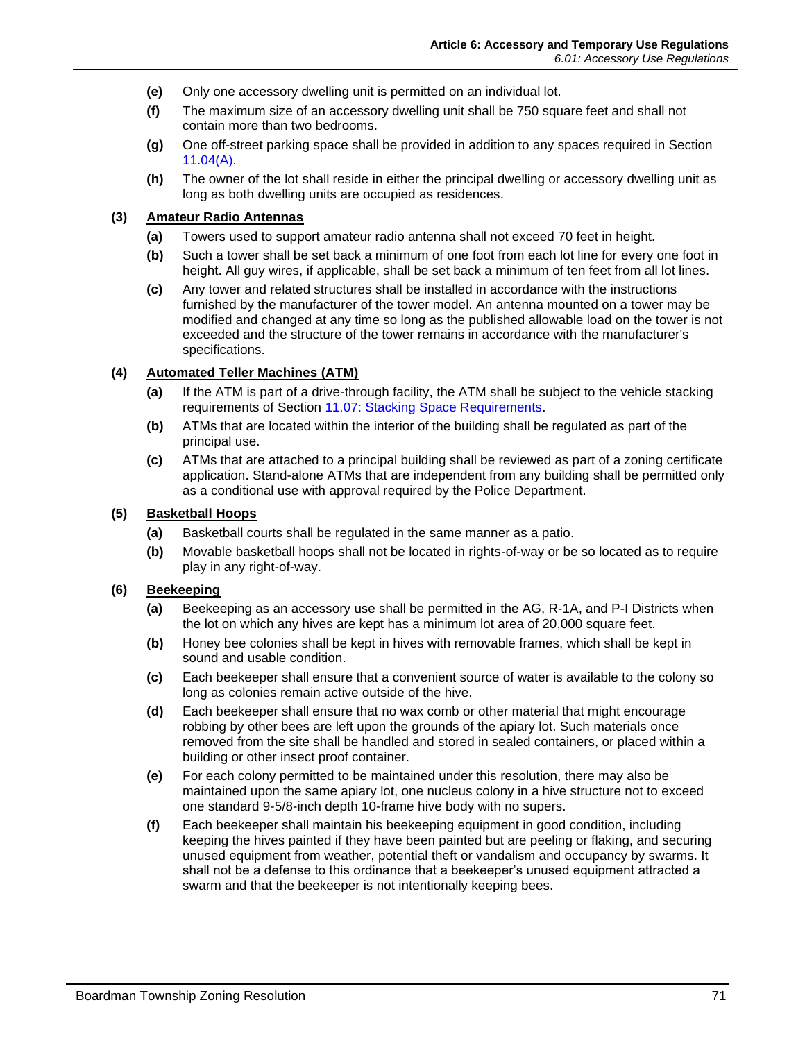(e) Only one accessory dwelling unit is permitted on an individual lot.

(f) The maximum size of an accessory dwelling unit shall be 750 square feet and shall not contain more than two bedrooms.

(g) One off-street parking space shall be provided in addition to any spaces required in Section 11.04(A).

(h) The owner of the lot shall reside in either the principal dwelling or accessory dwelling unit as long as both dwelling units are occupied as residences.

**(3) Amateur Radio Antennas**

(a) Towers used to support amateur radio antenna shall not exceed 70 feet in height.

(b) Such a tower shall be set back a minimum of one foot from each lot line for every one foot in height. All guy wires, if applicable, shall be set back a minimum of ten feet from all lot lines.

(c) Any tower and related structures shall be installed in accordance with the instructions furnished by the manufacturer of the tower model. An antenna mounted on a tower may be modified and changed at any time so long as the published allowable load on the tower is not exceeded and the structure of the tower remains in accordance with the manufacturer's specifications.

**(4) Automated Teller Machines (ATM)**

(a) If the ATM is part of a drive-through facility, the ATM shall be subject to the vehicle stacking requirements of Section 11.07: Stacking Space Requirements.

(b) ATMs that are located within the interior of the building shall be regulated as part of the principal use.

(c) ATMs that are attached to a principal building shall be reviewed as part of a zoning certificate application. Stand-alone ATMs that are independent from any building shall be permitted only as a conditional use with approval required by the Police Department.

**(5) Basketball Hoops**

(a) Basketball courts shall be regulated in the same manner as a patio.

(b) Movable basketball hoops shall not be located in rights-of-way or be so located as to require play in any right-of-way.

**(6) Beekeeping**

(a) Beekeeping as an accessory use shall be permitted in the AG, R-1A, and P-I Districts when the lot on which any hives are kept has a minimum lot area of 20,000 square feet.

(b) Honey bee colonies shall be kept in hives with removable frames, which shall be kept in sound and usable condition.

(c) Each beekeeper shall ensure that a convenient source of water is available to the colony so long as colonies remain active outside of the hive.

(d) Each beekeeper shall ensure that no wax comb or other material that might encourage robbing by other bees are left upon the grounds of the apiary lot. Such materials once removed from the site shall be handled and stored in sealed containers, or placed within a building or other insect proof container.

(e) For each colony permitted to be maintained under this resolution, there may also be maintained upon the same apiary lot, one nucleus colony in a hive structure not to exceed one standard 9-5/8-inch depth 10-frame hive body with no supers.

(f) Each beekeeper shall maintain his beekeeping equipment in good condition, including keeping the hives painted if they have been painted but are peeling or flaking, and securing unused equipment from weather, potential theft or vandalism and occupancy by swarms. It shall not be a defense to this ordinance that a beekeeper's unused equipment attracted a swarm and that the beekeeper is not intentionally keeping bees.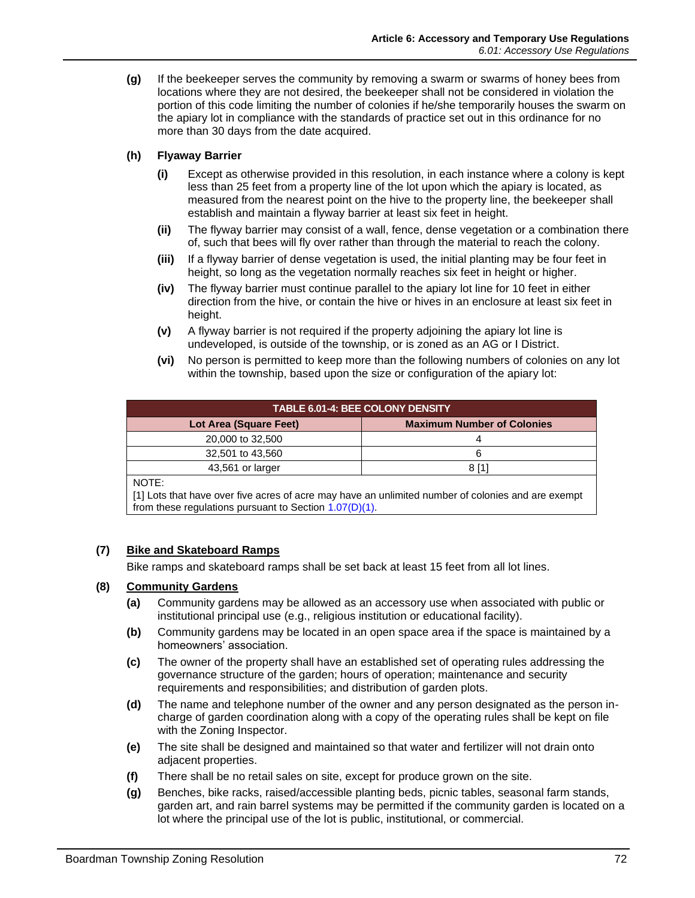**(g)** If the beekeeper serves the community by removing a swarm or swarms of honey bees from locations where they are not desired, the beekeeper shall not be considered in violation the portion of this code limiting the number of colonies if he/she temporarily houses the swarm on the apiary lot in compliance with the standards of practice set out in this ordinance for no more than 30 days from the date acquired.

**(h)** **Flyaway Barrier**

**(i)** Except as otherwise provided in this resolution, in each instance where a colony is kept less than 25 feet from a property line of the lot upon which the apiary is located, as measured from the nearest point on the hive to the property line, the beekeeper shall establish and maintain a flyway barrier at least six feet in height.

**(ii)** The flyway barrier may consist of a wall, fence, dense vegetation or a combination there of, such that bees will fly over rather than through the material to reach the colony.

**(iii)** If a flyway barrier of dense vegetation is used, the initial planting may be four feet in height, so long as the vegetation normally reaches six feet in height or higher.

**(iv)** The flyway barrier must continue parallel to the apiary lot line for 10 feet in either direction from the hive, or contain the hive or hives in an enclosure at least six feet in height.

**(v)** A flyway barrier is not required if the property adjoining the apiary lot line is undeveloped, is outside of the township, or is zoned as an AG or I District.

**(vi)** No person is permitted to keep more than the following numbers of colonies on any lot within the township, based upon the size or configuration of the apiary lot:

| TABLE 6.01-4: BEE COLONY DENSITY | |
|---|---|
| **Lot Area (Square Feet)** | **Maximum Number of Colonies** |
| 20,000 to 32,500 | 4 |
| 32,501 to 43,560 | 6 |
| 43,561 or larger | 8 [1] |

NOTE:
[1] Lots that have over five acres of acre may have an unlimited number of colonies and are exempt from these regulations pursuant to Section 1.07(D)(1).

**(7)** **Bike and Skateboard Ramps**

Bike ramps and skateboard ramps shall be set back at least 15 feet from all lot lines.

**(8)** **Community Gardens**

**(a)** Community gardens may be allowed as an accessory use when associated with public or institutional principal use (e.g., religious institution or educational facility).

**(b)** Community gardens may be located in an open space area if the space is maintained by a homeowners' association.

**(c)** The owner of the property shall have an established set of operating rules addressing the governance structure of the garden; hours of operation; maintenance and security requirements and responsibilities; and distribution of garden plots.

**(d)** The name and telephone number of the owner and any person designated as the person in-charge of garden coordination along with a copy of the operating rules shall be kept on file with the Zoning Inspector.

**(e)** The site shall be designed and maintained so that water and fertilizer will not drain onto adjacent properties.

**(f)** There shall be no retail sales on site, except for produce grown on the site.

**(g)** Benches, bike racks, raised/accessible planting beds, picnic tables, seasonal farm stands, garden art, and rain barrel systems may be permitted if the community garden is located on a lot where the principal use of the lot is public, institutional, or commercial.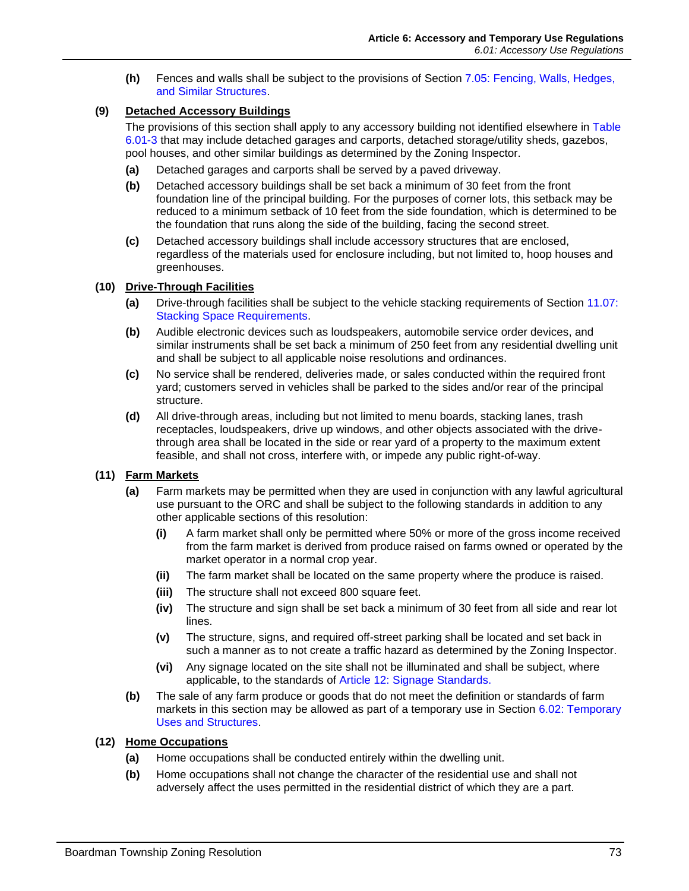**(h)** Fences and walls shall be subject to the provisions of Section 7.05: Fencing, Walls, Hedges, and Similar Structures.

**(9) Detached Accessory Buildings**

The provisions of this section shall apply to any accessory building not identified elsewhere in Table 6.01-3 that may include detached garages and carports, detached storage/utility sheds, gazebos, pool houses, and other similar buildings as determined by the Zoning Inspector.

**(a)** Detached garages and carports shall be served by a paved driveway.

**(b)** Detached accessory buildings shall be set back a minimum of 30 feet from the front foundation line of the principal building. For the purposes of corner lots, this setback may be reduced to a minimum setback of 10 feet from the side foundation, which is determined to be the foundation that runs along the side of the building, facing the second street.

**(c)** Detached accessory buildings shall include accessory structures that are enclosed, regardless of the materials used for enclosure including, but not limited to, hoop houses and greenhouses.

**(10) Drive-Through Facilities**

**(a)** Drive-through facilities shall be subject to the vehicle stacking requirements of Section 11.07: Stacking Space Requirements.

**(b)** Audible electronic devices such as loudspeakers, automobile service order devices, and similar instruments shall be set back a minimum of 250 feet from any residential dwelling unit and shall be subject to all applicable noise resolutions and ordinances.

**(c)** No service shall be rendered, deliveries made, or sales conducted within the required front yard; customers served in vehicles shall be parked to the sides and/or rear of the principal structure.

**(d)** All drive-through areas, including but not limited to menu boards, stacking lanes, trash receptacles, loudspeakers, drive up windows, and other objects associated with the drive-through area shall be located in the side or rear yard of a property to the maximum extent feasible, and shall not cross, interfere with, or impede any public right-of-way.

**(11) Farm Markets**

**(a)** Farm markets may be permitted when they are used in conjunction with any lawful agricultural use pursuant to the ORC and shall be subject to the following standards in addition to any other applicable sections of this resolution:

- **(i)** A farm market shall only be permitted where 50% or more of the gross income received from the farm market is derived from produce raised on farms owned or operated by the market operator in a normal crop year.
- **(ii)** The farm market shall be located on the same property where the produce is raised.
- **(iii)** The structure shall not exceed 800 square feet.
- **(iv)** The structure and sign shall be set back a minimum of 30 feet from all side and rear lot lines.
- **(v)** The structure, signs, and required off-street parking shall be located and set back in such a manner as to not create a traffic hazard as determined by the Zoning Inspector.
- **(vi)** Any signage located on the site shall not be illuminated and shall be subject, where applicable, to the standards of Article 12: Signage Standards.

**(b)** The sale of any farm produce or goods that do not meet the definition or standards of farm markets in this section may be allowed as part of a temporary use in Section 6.02: Temporary Uses and Structures.

**(12) Home Occupations**

**(a)** Home occupations shall be conducted entirely within the dwelling unit.

**(b)** Home occupations shall not change the character of the residential use and shall not adversely affect the uses permitted in the residential district of which they are a part.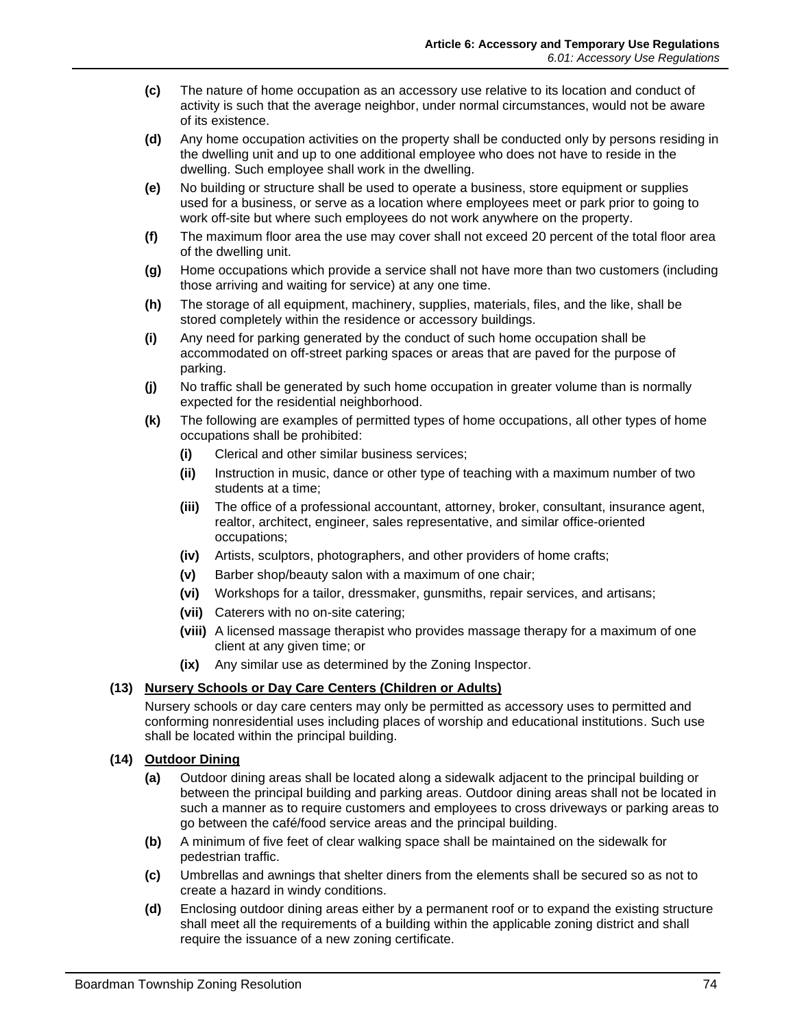- **(c)** The nature of home occupation as an accessory use relative to its location and conduct of activity is such that the average neighbor, under normal circumstances, would not be aware of its existence.
- **(d)** Any home occupation activities on the property shall be conducted only by persons residing in the dwelling unit and up to one additional employee who does not have to reside in the dwelling. Such employee shall work in the dwelling.
- **(e)** No building or structure shall be used to operate a business, store equipment or supplies used for a business, or serve as a location where employees meet or park prior to going to work off-site but where such employees do not work anywhere on the property.
- **(f)** The maximum floor area the use may cover shall not exceed 20 percent of the total floor area of the dwelling unit.
- **(g)** Home occupations which provide a service shall not have more than two customers (including those arriving and waiting for service) at any one time.
- **(h)** The storage of all equipment, machinery, supplies, materials, files, and the like, shall be stored completely within the residence or accessory buildings.
- **(i)** Any need for parking generated by the conduct of such home occupation shall be accommodated on off-street parking spaces or areas that are paved for the purpose of parking.
- **(j)** No traffic shall be generated by such home occupation in greater volume than is normally expected for the residential neighborhood.
- **(k)** The following are examples of permitted types of home occupations, all other types of home occupations shall be prohibited:
  - **(i)** Clerical and other similar business services;
  - **(ii)** Instruction in music, dance or other type of teaching with a maximum number of two students at a time;
  - **(iii)** The office of a professional accountant, attorney, broker, consultant, insurance agent, realtor, architect, engineer, sales representative, and similar office-oriented occupations;
  - **(iv)** Artists, sculptors, photographers, and other providers of home crafts;
  - **(v)** Barber shop/beauty salon with a maximum of one chair;
  - **(vi)** Workshops for a tailor, dressmaker, gunsmiths, repair services, and artisans;
  - **(vii)** Caterers with no on-site catering;
  - **(viii)** A licensed massage therapist who provides massage therapy for a maximum of one client at any given time; or
  - **(ix)** Any similar use as determined by the Zoning Inspector.

**(13) <u>Nursery Schools or Day Care Centers (Children or Adults)</u>**

Nursery schools or day care centers may only be permitted as accessory uses to permitted and conforming nonresidential uses including places of worship and educational institutions. Such use shall be located within the principal building.

**(14) <u>Outdoor Dining</u>**

- **(a)** Outdoor dining areas shall be located along a sidewalk adjacent to the principal building or between the principal building and parking areas. Outdoor dining areas shall not be located in such a manner as to require customers and employees to cross driveways or parking areas to go between the café/food service areas and the principal building.
- **(b)** A minimum of five feet of clear walking space shall be maintained on the sidewalk for pedestrian traffic.
- **(c)** Umbrellas and awnings that shelter diners from the elements shall be secured so as not to create a hazard in windy conditions.
- **(d)** Enclosing outdoor dining areas either by a permanent roof or to expand the existing structure shall meet all the requirements of a building within the applicable zoning district and shall require the issuance of a new zoning certificate.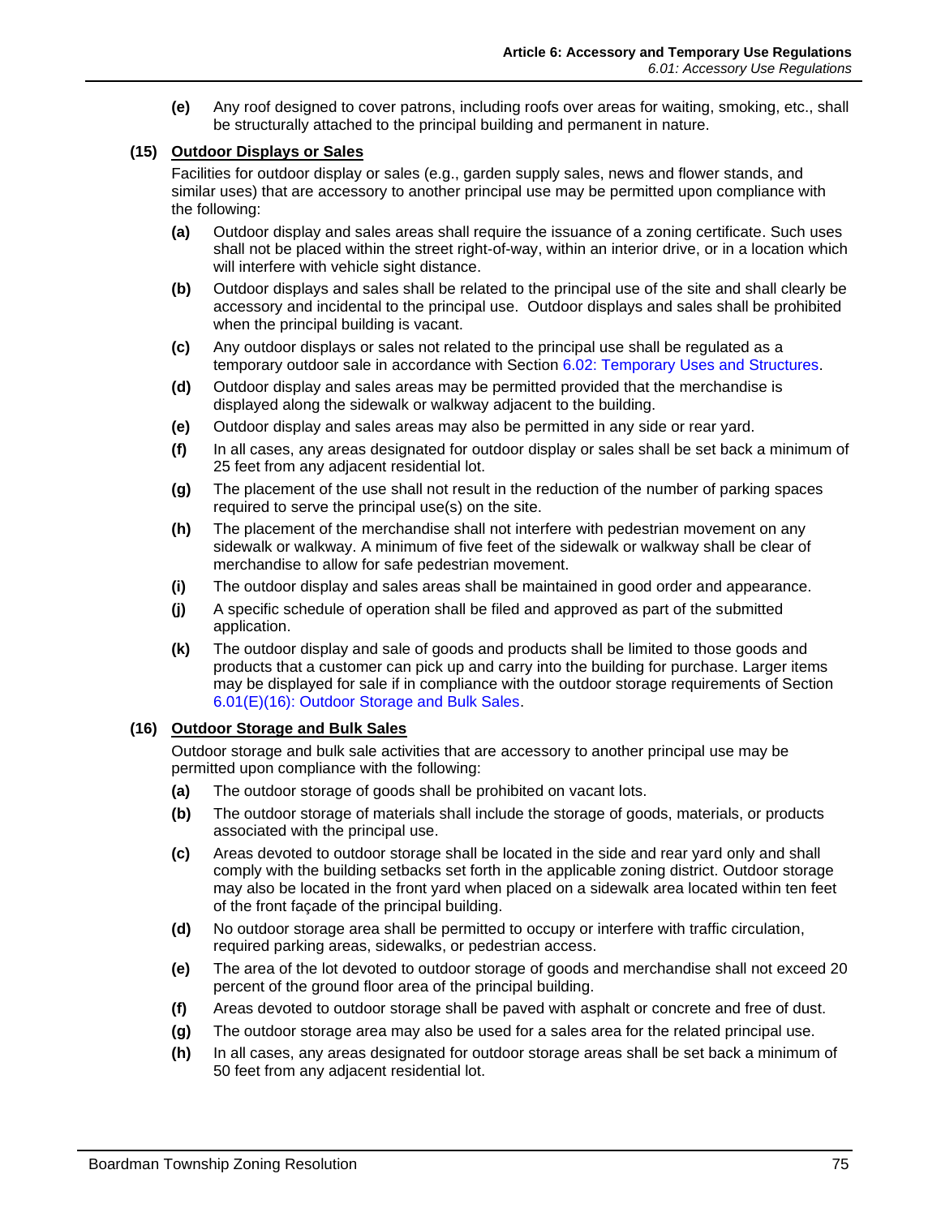**(e)** Any roof designed to cover patrons, including roofs over areas for waiting, smoking, etc., shall be structurally attached to the principal building and permanent in nature.

**(15) Outdoor Displays or Sales**

Facilities for outdoor display or sales (e.g., garden supply sales, news and flower stands, and similar uses) that are accessory to another principal use may be permitted upon compliance with the following:

**(a)** Outdoor display and sales areas shall require the issuance of a zoning certificate. Such uses shall not be placed within the street right-of-way, within an interior drive, or in a location which will interfere with vehicle sight distance.

**(b)** Outdoor displays and sales shall be related to the principal use of the site and shall clearly be accessory and incidental to the principal use. Outdoor displays and sales shall be prohibited when the principal building is vacant.

**(c)** Any outdoor displays or sales not related to the principal use shall be regulated as a temporary outdoor sale in accordance with Section 6.02: Temporary Uses and Structures.

**(d)** Outdoor display and sales areas may be permitted provided that the merchandise is displayed along the sidewalk or walkway adjacent to the building.

**(e)** Outdoor display and sales areas may also be permitted in any side or rear yard.

**(f)** In all cases, any areas designated for outdoor display or sales shall be set back a minimum of 25 feet from any adjacent residential lot.

**(g)** The placement of the use shall not result in the reduction of the number of parking spaces required to serve the principal use(s) on the site.

**(h)** The placement of the merchandise shall not interfere with pedestrian movement on any sidewalk or walkway. A minimum of five feet of the sidewalk or walkway shall be clear of merchandise to allow for safe pedestrian movement.

**(i)** The outdoor display and sales areas shall be maintained in good order and appearance.

**(j)** A specific schedule of operation shall be filed and approved as part of the submitted application.

**(k)** The outdoor display and sale of goods and products shall be limited to those goods and products that a customer can pick up and carry into the building for purchase. Larger items may be displayed for sale if in compliance with the outdoor storage requirements of Section 6.01(E)(16): Outdoor Storage and Bulk Sales.

**(16) Outdoor Storage and Bulk Sales**

Outdoor storage and bulk sale activities that are accessory to another principal use may be permitted upon compliance with the following:

**(a)** The outdoor storage of goods shall be prohibited on vacant lots.

**(b)** The outdoor storage of materials shall include the storage of goods, materials, or products associated with the principal use.

**(c)** Areas devoted to outdoor storage shall be located in the side and rear yard only and shall comply with the building setbacks set forth in the applicable zoning district. Outdoor storage may also be located in the front yard when placed on a sidewalk area located within ten feet of the front façade of the principal building.

**(d)** No outdoor storage area shall be permitted to occupy or interfere with traffic circulation, required parking areas, sidewalks, or pedestrian access.

**(e)** The area of the lot devoted to outdoor storage of goods and merchandise shall not exceed 20 percent of the ground floor area of the principal building.

**(f)** Areas devoted to outdoor storage shall be paved with asphalt or concrete and free of dust.

**(g)** The outdoor storage area may also be used for a sales area for the related principal use.

**(h)** In all cases, any areas designated for outdoor storage areas shall be set back a minimum of 50 feet from any adjacent residential lot.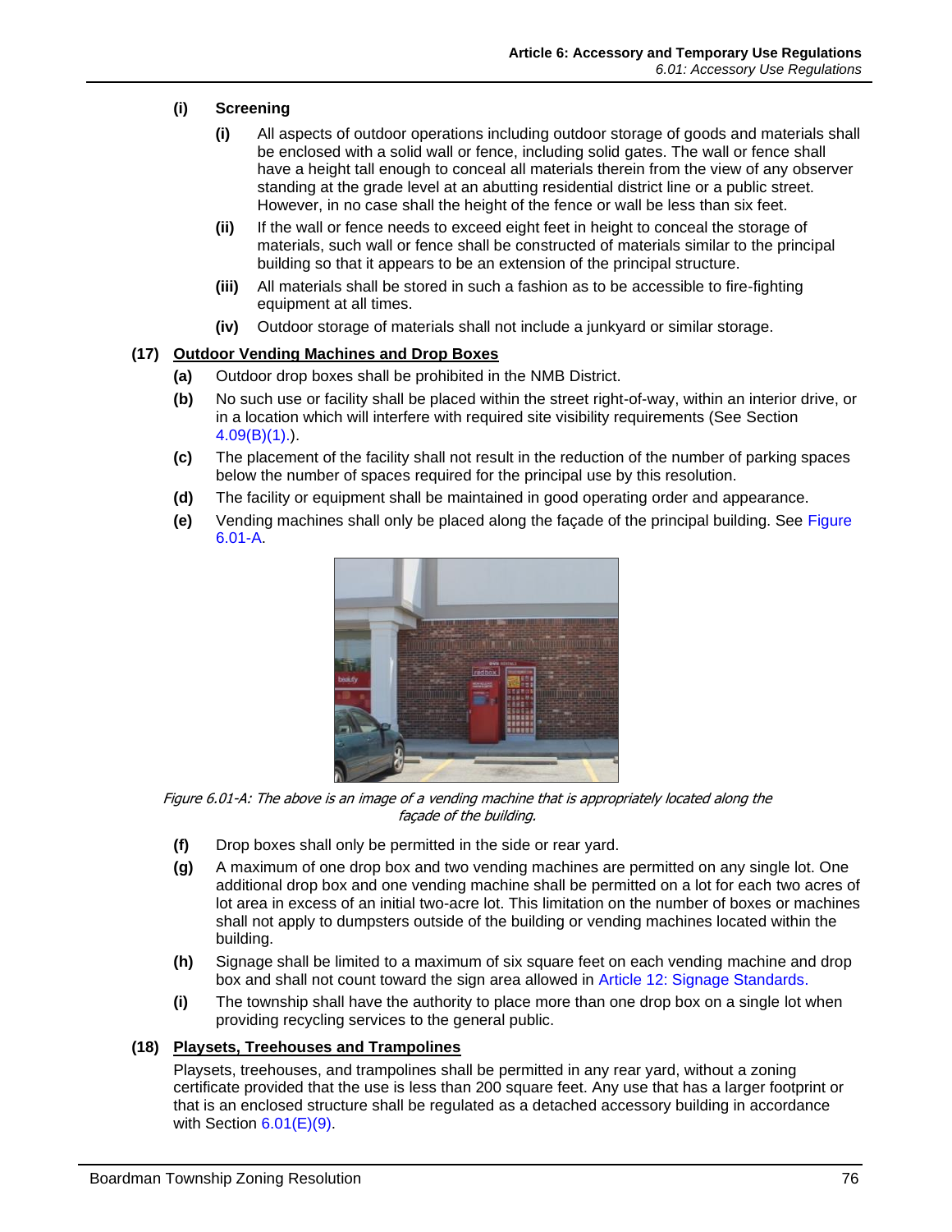**(i) Screening**

**(i)** All aspects of outdoor operations including outdoor storage of goods and materials shall be enclosed with a solid wall or fence, including solid gates. The wall or fence shall have a height tall enough to conceal all materials therein from the view of any observer standing at the grade level at an abutting residential district line or a public street. However, in no case shall the height of the fence or wall be less than six feet.

**(ii)** If the wall or fence needs to exceed eight feet in height to conceal the storage of materials, such wall or fence shall be constructed of materials similar to the principal building so that it appears to be an extension of the principal structure.

**(iii)** All materials shall be stored in such a fashion as to be accessible to fire-fighting equipment at all times.

**(iv)** Outdoor storage of materials shall not include a junkyard or similar storage.

**(17) Outdoor Vending Machines and Drop Boxes**

**(a)** Outdoor drop boxes shall be prohibited in the NMB District.

**(b)** No such use or facility shall be placed within the street right-of-way, within an interior drive, or in a location which will interfere with required site visibility requirements (See Section 4.09(B)(1).).

**(c)** The placement of the facility shall not result in the reduction of the number of parking spaces below the number of spaces required for the principal use by this resolution.

**(d)** The facility or equipment shall be maintained in good operating order and appearance.

**(e)** Vending machines shall only be placed along the façade of the principal building. See Figure 6.01-A.

*Figure 6.01-A: The above is an image of a vending machine that is appropriately located along the façade of the building.*

**(f)** Drop boxes shall only be permitted in the side or rear yard.

**(g)** A maximum of one drop box and two vending machines are permitted on any single lot. One additional drop box and one vending machine shall be permitted on a lot for each two acres of lot area in excess of an initial two-acre lot. This limitation on the number of boxes or machines shall not apply to dumpsters outside of the building or vending machines located within the building.

**(h)** Signage shall be limited to a maximum of six square feet on each vending machine and drop box and shall not count toward the sign area allowed in Article 12: Signage Standards.

**(i)** The township shall have the authority to place more than one drop box on a single lot when providing recycling services to the general public.

**(18) Playsets, Treehouses and Trampolines**

Playsets, treehouses, and trampolines shall be permitted in any rear yard, without a zoning certificate provided that the use is less than 200 square feet. Any use that has a larger footprint or that is an enclosed structure shall be regulated as a detached accessory building in accordance with Section 6.01(E)(9).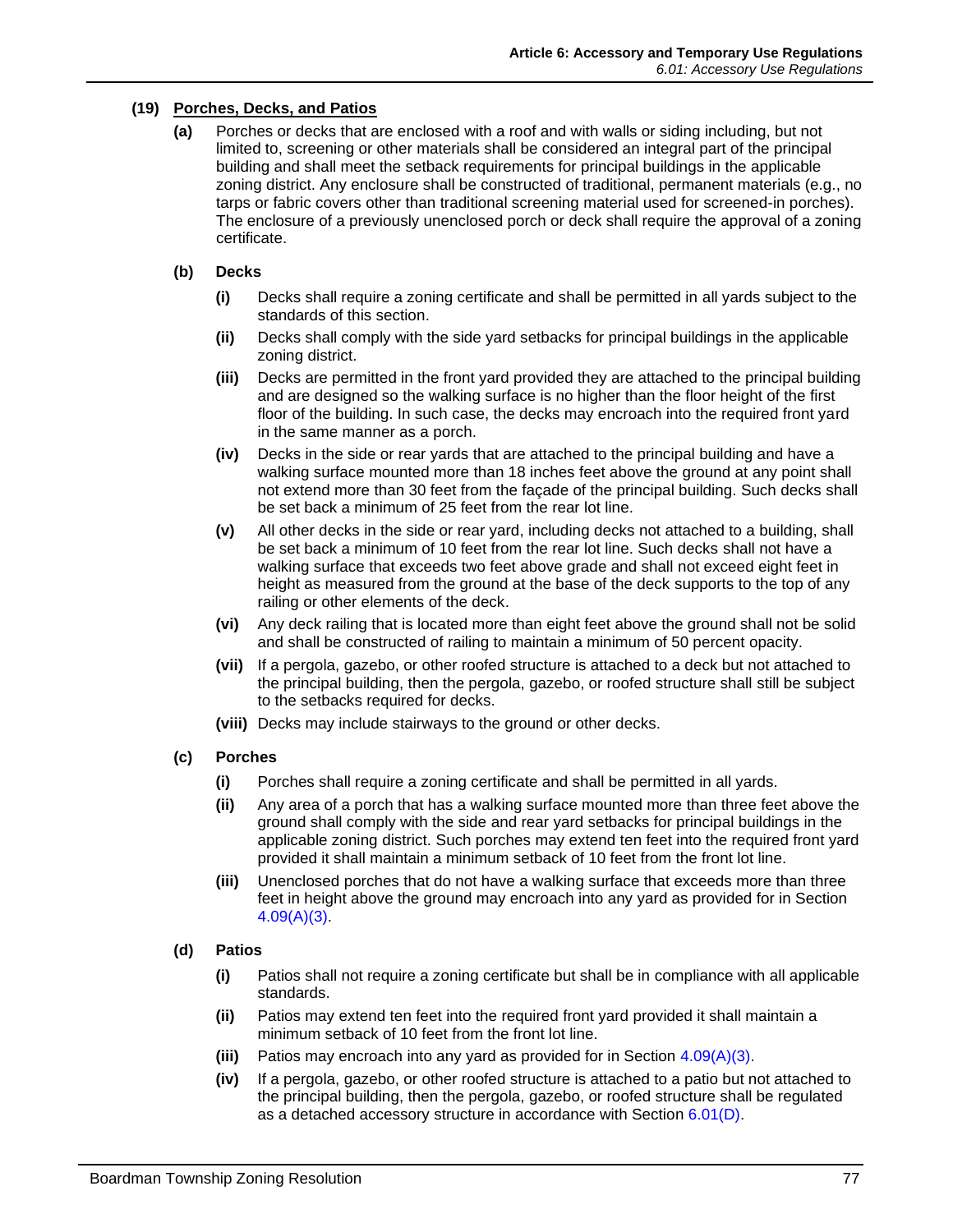**(19) Porches, Decks, and Patios**

**(a)** Porches or decks that are enclosed with a roof and with walls or siding including, but not limited to, screening or other materials shall be considered an integral part of the principal building and shall meet the setback requirements for principal buildings in the applicable zoning district. Any enclosure shall be constructed of traditional, permanent materials (e.g., no tarps or fabric covers other than traditional screening material used for screened-in porches). The enclosure of a previously unenclosed porch or deck shall require the approval of a zoning certificate.

**(b) Decks**

**(i)** Decks shall require a zoning certificate and shall be permitted in all yards subject to the standards of this section.

**(ii)** Decks shall comply with the side yard setbacks for principal buildings in the applicable zoning district.

**(iii)** Decks are permitted in the front yard provided they are attached to the principal building and are designed so the walking surface is no higher than the floor height of the first floor of the building. In such case, the decks may encroach into the required front yard in the same manner as a porch.

**(iv)** Decks in the side or rear yards that are attached to the principal building and have a walking surface mounted more than 18 inches feet above the ground at any point shall not extend more than 30 feet from the façade of the principal building. Such decks shall be set back a minimum of 25 feet from the rear lot line.

**(v)** All other decks in the side or rear yard, including decks not attached to a building, shall be set back a minimum of 10 feet from the rear lot line. Such decks shall not have a walking surface that exceeds two feet above grade and shall not exceed eight feet in height as measured from the ground at the base of the deck supports to the top of any railing or other elements of the deck.

**(vi)** Any deck railing that is located more than eight feet above the ground shall not be solid and shall be constructed of railing to maintain a minimum of 50 percent opacity.

**(vii)** If a pergola, gazebo, or other roofed structure is attached to a deck but not attached to the principal building, then the pergola, gazebo, or roofed structure shall still be subject to the setbacks required for decks.

**(viii)** Decks may include stairways to the ground or other decks.

**(c) Porches**

**(i)** Porches shall require a zoning certificate and shall be permitted in all yards.

**(ii)** Any area of a porch that has a walking surface mounted more than three feet above the ground shall comply with the side and rear yard setbacks for principal buildings in the applicable zoning district. Such porches may extend ten feet into the required front yard provided it shall maintain a minimum setback of 10 feet from the front lot line.

**(iii)** Unenclosed porches that do not have a walking surface that exceeds more than three feet in height above the ground may encroach into any yard as provided for in Section 4.09(A)(3).

**(d) Patios**

**(i)** Patios shall not require a zoning certificate but shall be in compliance with all applicable standards.

**(ii)** Patios may extend ten feet into the required front yard provided it shall maintain a minimum setback of 10 feet from the front lot line.

**(iii)** Patios may encroach into any yard as provided for in Section 4.09(A)(3).

**(iv)** If a pergola, gazebo, or other roofed structure is attached to a patio but not attached to the principal building, then the pergola, gazebo, or roofed structure shall be regulated as a detached accessory structure in accordance with Section 6.01(D).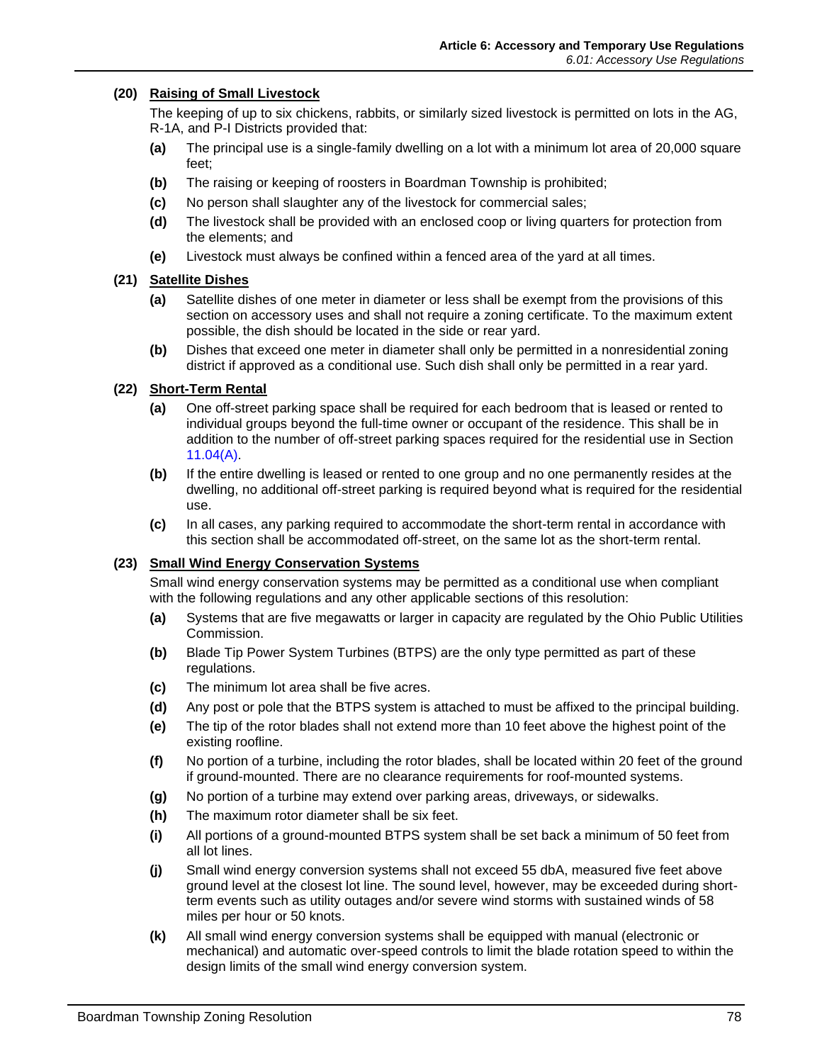**(20) Raising of Small Livestock**

The keeping of up to six chickens, rabbits, or similarly sized livestock is permitted on lots in the AG, R-1A, and P-I Districts provided that:

- **(a)** The principal use is a single-family dwelling on a lot with a minimum lot area of 20,000 square feet;
- **(b)** The raising or keeping of roosters in Boardman Township is prohibited;
- **(c)** No person shall slaughter any of the livestock for commercial sales;
- **(d)** The livestock shall be provided with an enclosed coop or living quarters for protection from the elements; and
- **(e)** Livestock must always be confined within a fenced area of the yard at all times.

**(21) Satellite Dishes**

- **(a)** Satellite dishes of one meter in diameter or less shall be exempt from the provisions of this section on accessory uses and shall not require a zoning certificate. To the maximum extent possible, the dish should be located in the side or rear yard.
- **(b)** Dishes that exceed one meter in diameter shall only be permitted in a nonresidential zoning district if approved as a conditional use. Such dish shall only be permitted in a rear yard.

**(22) Short-Term Rental**

- **(a)** One off-street parking space shall be required for each bedroom that is leased or rented to individual groups beyond the full-time owner or occupant of the residence. This shall be in addition to the number of off-street parking spaces required for the residential use in Section 11.04(A).
- **(b)** If the entire dwelling is leased or rented to one group and no one permanently resides at the dwelling, no additional off-street parking is required beyond what is required for the residential use.
- **(c)** In all cases, any parking required to accommodate the short-term rental in accordance with this section shall be accommodated off-street, on the same lot as the short-term rental.

**(23) Small Wind Energy Conservation Systems**

Small wind energy conservation systems may be permitted as a conditional use when compliant with the following regulations and any other applicable sections of this resolution:

- **(a)** Systems that are five megawatts or larger in capacity are regulated by the Ohio Public Utilities Commission.
- **(b)** Blade Tip Power System Turbines (BTPS) are the only type permitted as part of these regulations.
- **(c)** The minimum lot area shall be five acres.
- **(d)** Any post or pole that the BTPS system is attached to must be affixed to the principal building.
- **(e)** The tip of the rotor blades shall not extend more than 10 feet above the highest point of the existing roofline.
- **(f)** No portion of a turbine, including the rotor blades, shall be located within 20 feet of the ground if ground-mounted. There are no clearance requirements for roof-mounted systems.
- **(g)** No portion of a turbine may extend over parking areas, driveways, or sidewalks.
- **(h)** The maximum rotor diameter shall be six feet.
- **(i)** All portions of a ground-mounted BTPS system shall be set back a minimum of 50 feet from all lot lines.
- **(j)** Small wind energy conversion systems shall not exceed 55 dbA, measured five feet above ground level at the closest lot line. The sound level, however, may be exceeded during short-term events such as utility outages and/or severe wind storms with sustained winds of 58 miles per hour or 50 knots.
- **(k)** All small wind energy conversion systems shall be equipped with manual (electronic or mechanical) and automatic over-speed controls to limit the blade rotation speed to within the design limits of the small wind energy conversion system.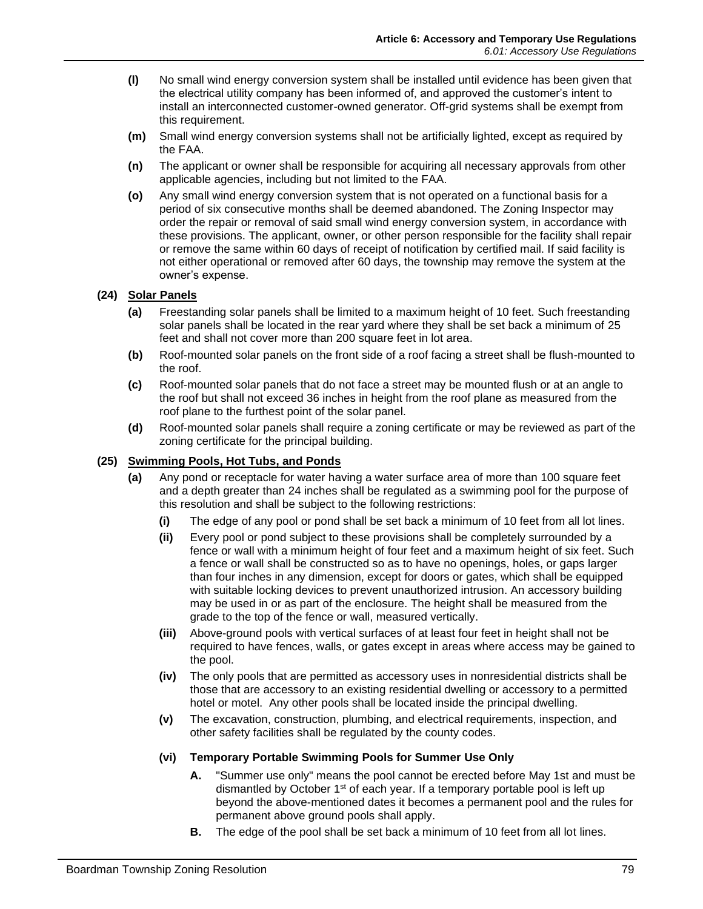**(l)** No small wind energy conversion system shall be installed until evidence has been given that the electrical utility company has been informed of, and approved the customer's intent to install an interconnected customer-owned generator. Off-grid systems shall be exempt from this requirement.

**(m)** Small wind energy conversion systems shall not be artificially lighted, except as required by the FAA.

**(n)** The applicant or owner shall be responsible for acquiring all necessary approvals from other applicable agencies, including but not limited to the FAA.

**(o)** Any small wind energy conversion system that is not operated on a functional basis for a period of six consecutive months shall be deemed abandoned. The Zoning Inspector may order the repair or removal of said small wind energy conversion system, in accordance with these provisions. The applicant, owner, or other person responsible for the facility shall repair or remove the same within 60 days of receipt of notification by certified mail. If said facility is not either operational or removed after 60 days, the township may remove the system at the owner's expense.

**(24) Solar Panels**

**(a)** Freestanding solar panels shall be limited to a maximum height of 10 feet. Such freestanding solar panels shall be located in the rear yard where they shall be set back a minimum of 25 feet and shall not cover more than 200 square feet in lot area.

**(b)** Roof-mounted solar panels on the front side of a roof facing a street shall be flush-mounted to the roof.

**(c)** Roof-mounted solar panels that do not face a street may be mounted flush or at an angle to the roof but shall not exceed 36 inches in height from the roof plane as measured from the roof plane to the furthest point of the solar panel.

**(d)** Roof-mounted solar panels shall require a zoning certificate or may be reviewed as part of the zoning certificate for the principal building.

**(25) Swimming Pools, Hot Tubs, and Ponds**

**(a)** Any pond or receptacle for water having a water surface area of more than 100 square feet and a depth greater than 24 inches shall be regulated as a swimming pool for the purpose of this resolution and shall be subject to the following restrictions:

**(i)** The edge of any pool or pond shall be set back a minimum of 10 feet from all lot lines.

**(ii)** Every pool or pond subject to these provisions shall be completely surrounded by a fence or wall with a minimum height of four feet and a maximum height of six feet. Such a fence or wall shall be constructed so as to have no openings, holes, or gaps larger than four inches in any dimension, except for doors or gates, which shall be equipped with suitable locking devices to prevent unauthorized intrusion. An accessory building may be used in or as part of the enclosure. The height shall be measured from the grade to the top of the fence or wall, measured vertically.

**(iii)** Above-ground pools with vertical surfaces of at least four feet in height shall not be required to have fences, walls, or gates except in areas where access may be gained to the pool.

**(iv)** The only pools that are permitted as accessory uses in nonresidential districts shall be those that are accessory to an existing residential dwelling or accessory to a permitted hotel or motel. Any other pools shall be located inside the principal dwelling.

**(v)** The excavation, construction, plumbing, and electrical requirements, inspection, and other safety facilities shall be regulated by the county codes.

**(vi) Temporary Portable Swimming Pools for Summer Use Only**

**A.** "Summer use only" means the pool cannot be erected before May 1st and must be dismantled by October 1st of each year. If a temporary portable pool is left up beyond the above-mentioned dates it becomes a permanent pool and the rules for permanent above ground pools shall apply.

**B.** The edge of the pool shall be set back a minimum of 10 feet from all lot lines.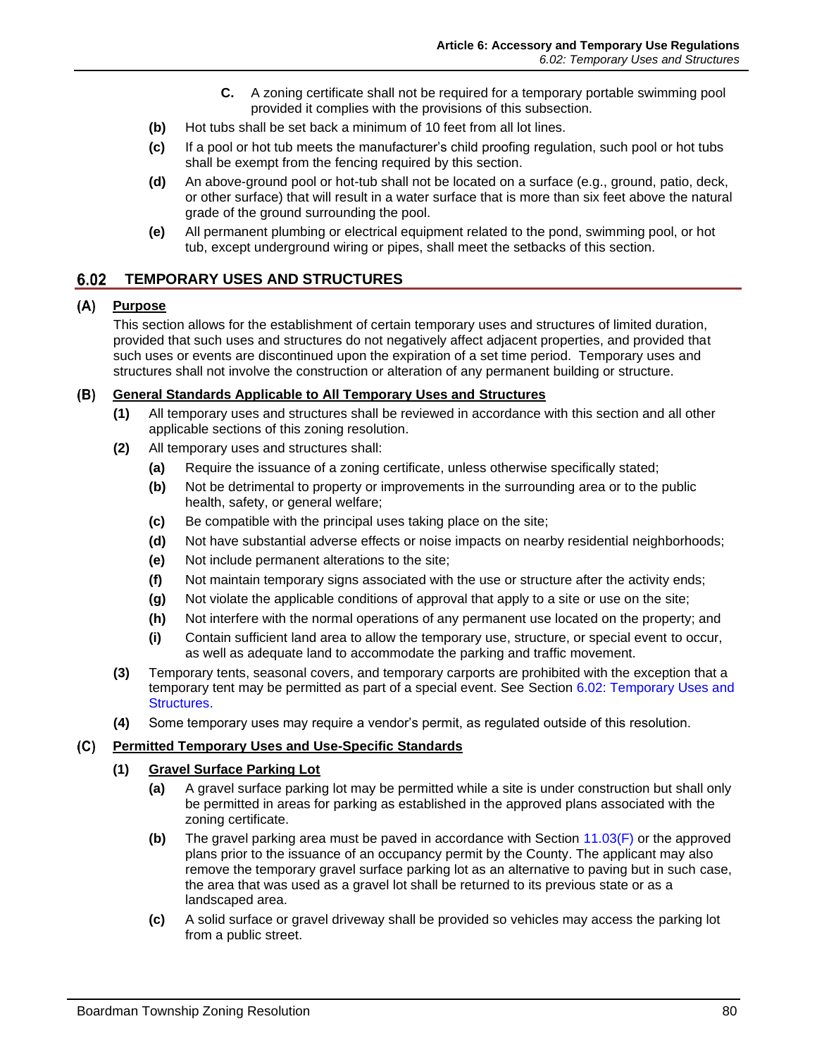**C.** A zoning certificate shall not be required for a temporary portable swimming pool provided it complies with the provisions of this subsection.

**(b)** Hot tubs shall be set back a minimum of 10 feet from all lot lines.

**(c)** If a pool or hot tub meets the manufacturer's child proofing regulation, such pool or hot tubs shall be exempt from the fencing required by this section.

**(d)** An above-ground pool or hot-tub shall not be located on a surface (e.g., ground, patio, deck, or other surface) that will result in a water surface that is more than six feet above the natural grade of the ground surrounding the pool.

**(e)** All permanent plumbing or electrical equipment related to the pond, swimming pool, or hot tub, except underground wiring or pipes, shall meet the setbacks of this section.

## 6.02 TEMPORARY USES AND STRUCTURES

### (A) Purpose

This section allows for the establishment of certain temporary uses and structures of limited duration, provided that such uses and structures do not negatively affect adjacent properties, and provided that such uses or events are discontinued upon the expiration of a set time period. Temporary uses and structures shall not involve the construction or alteration of any permanent building or structure.

### (B) General Standards Applicable to All Temporary Uses and Structures

**(1)** All temporary uses and structures shall be reviewed in accordance with this section and all other applicable sections of this zoning resolution.

**(2)** All temporary uses and structures shall:

- **(a)** Require the issuance of a zoning certificate, unless otherwise specifically stated;
- **(b)** Not be detrimental to property or improvements in the surrounding area or to the public health, safety, or general welfare;
- **(c)** Be compatible with the principal uses taking place on the site;
- **(d)** Not have substantial adverse effects or noise impacts on nearby residential neighborhoods;
- **(e)** Not include permanent alterations to the site;
- **(f)** Not maintain temporary signs associated with the use or structure after the activity ends;
- **(g)** Not violate the applicable conditions of approval that apply to a site or use on the site;
- **(h)** Not interfere with the normal operations of any permanent use located on the property; and
- **(i)** Contain sufficient land area to allow the temporary use, structure, or special event to occur, as well as adequate land to accommodate the parking and traffic movement.

**(3)** Temporary tents, seasonal covers, and temporary carports are prohibited with the exception that a temporary tent may be permitted as part of a special event. See Section 6.02: Temporary Uses and Structures.

**(4)** Some temporary uses may require a vendor's permit, as regulated outside of this resolution.

### (C) Permitted Temporary Uses and Use-Specific Standards

#### (1) Gravel Surface Parking Lot

- **(a)** A gravel surface parking lot may be permitted while a site is under construction but shall only be permitted in areas for parking as established in the approved plans associated with the zoning certificate.
- **(b)** The gravel parking area must be paved in accordance with Section 11.03(F) or the approved plans prior to the issuance of an occupancy permit by the County. The applicant may also remove the temporary gravel surface parking lot as an alternative to paving but in such case, the area that was used as a gravel lot shall be returned to its previous state or as a landscaped area.
- **(c)** A solid surface or gravel driveway shall be provided so vehicles may access the parking lot from a public street.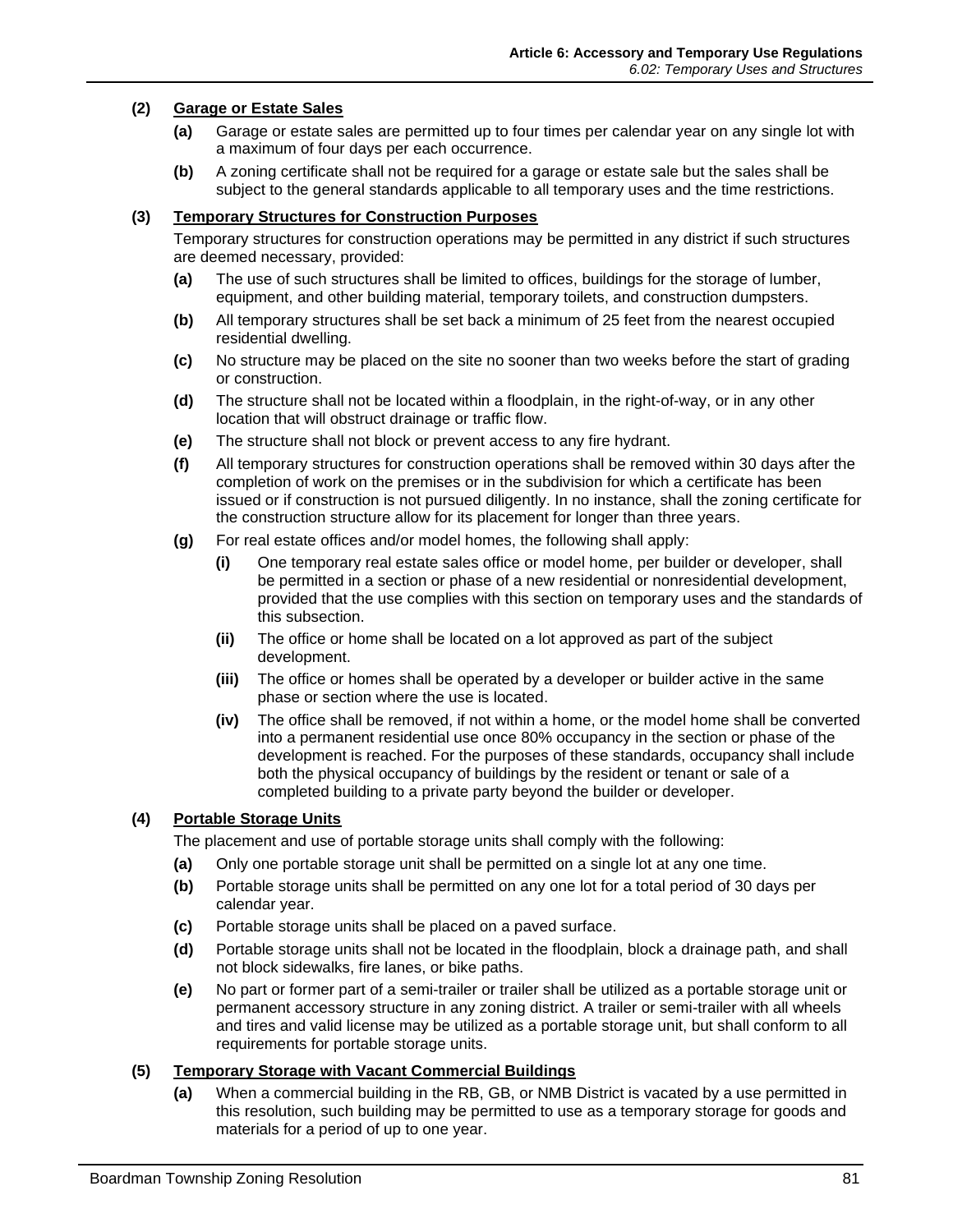**(2) Garage or Estate Sales**

- **(a)** Garage or estate sales are permitted up to four times per calendar year on any single lot with a maximum of four days per each occurrence.
- **(b)** A zoning certificate shall not be required for a garage or estate sale but the sales shall be subject to the general standards applicable to all temporary uses and the time restrictions.

**(3) Temporary Structures for Construction Purposes**

Temporary structures for construction operations may be permitted in any district if such structures are deemed necessary, provided:

- **(a)** The use of such structures shall be limited to offices, buildings for the storage of lumber, equipment, and other building material, temporary toilets, and construction dumpsters.
- **(b)** All temporary structures shall be set back a minimum of 25 feet from the nearest occupied residential dwelling.
- **(c)** No structure may be placed on the site no sooner than two weeks before the start of grading or construction.
- **(d)** The structure shall not be located within a floodplain, in the right-of-way, or in any other location that will obstruct drainage or traffic flow.
- **(e)** The structure shall not block or prevent access to any fire hydrant.
- **(f)** All temporary structures for construction operations shall be removed within 30 days after the completion of work on the premises or in the subdivision for which a certificate has been issued or if construction is not pursued diligently. In no instance, shall the zoning certificate for the construction structure allow for its placement for longer than three years.
- **(g)** For real estate offices and/or model homes, the following shall apply:
  - **(i)** One temporary real estate sales office or model home, per builder or developer, shall be permitted in a section or phase of a new residential or nonresidential development, provided that the use complies with this section on temporary uses and the standards of this subsection.
  - **(ii)** The office or home shall be located on a lot approved as part of the subject development.
  - **(iii)** The office or homes shall be operated by a developer or builder active in the same phase or section where the use is located.
  - **(iv)** The office shall be removed, if not within a home, or the model home shall be converted into a permanent residential use once 80% occupancy in the section or phase of the development is reached. For the purposes of these standards, occupancy shall include both the physical occupancy of buildings by the resident or tenant or sale of a completed building to a private party beyond the builder or developer.

**(4) Portable Storage Units**

The placement and use of portable storage units shall comply with the following:

- **(a)** Only one portable storage unit shall be permitted on a single lot at any one time.
- **(b)** Portable storage units shall be permitted on any one lot for a total period of 30 days per calendar year.
- **(c)** Portable storage units shall be placed on a paved surface.
- **(d)** Portable storage units shall not be located in the floodplain, block a drainage path, and shall not block sidewalks, fire lanes, or bike paths.
- **(e)** No part or former part of a semi-trailer or trailer shall be utilized as a portable storage unit or permanent accessory structure in any zoning district. A trailer or semi-trailer with all wheels and tires and valid license may be utilized as a portable storage unit, but shall conform to all requirements for portable storage units.

**(5) Temporary Storage with Vacant Commercial Buildings**

- **(a)** When a commercial building in the RB, GB, or NMB District is vacated by a use permitted in this resolution, such building may be permitted to use as a temporary storage for goods and materials for a period of up to one year.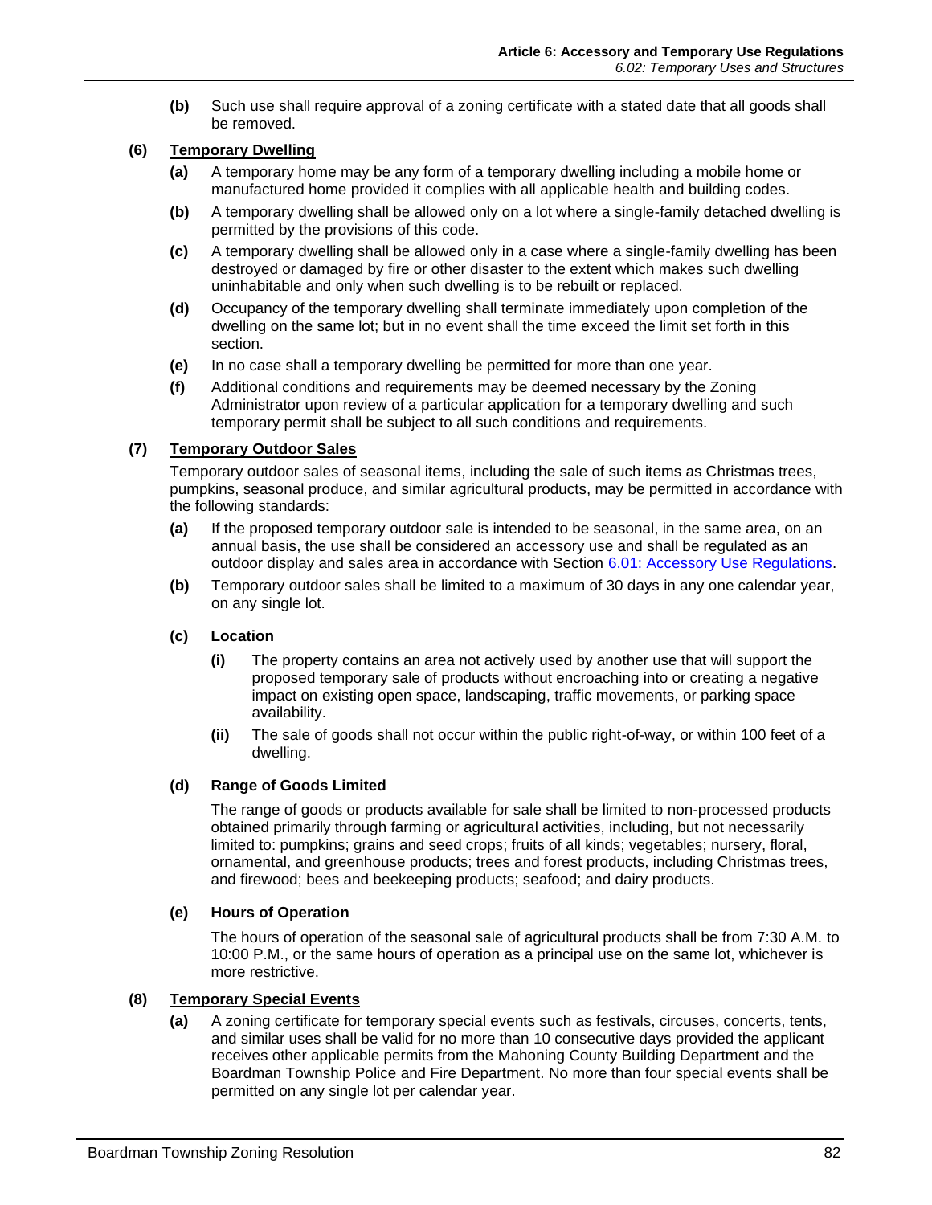**(b)** Such use shall require approval of a zoning certificate with a stated date that all goods shall be removed.

**(6) Temporary Dwelling**

**(a)** A temporary home may be any form of a temporary dwelling including a mobile home or manufactured home provided it complies with all applicable health and building codes.

**(b)** A temporary dwelling shall be allowed only on a lot where a single-family detached dwelling is permitted by the provisions of this code.

**(c)** A temporary dwelling shall be allowed only in a case where a single-family dwelling has been destroyed or damaged by fire or other disaster to the extent which makes such dwelling uninhabitable and only when such dwelling is to be rebuilt or replaced.

**(d)** Occupancy of the temporary dwelling shall terminate immediately upon completion of the dwelling on the same lot; but in no event shall the time exceed the limit set forth in this section.

**(e)** In no case shall a temporary dwelling be permitted for more than one year.

**(f)** Additional conditions and requirements may be deemed necessary by the Zoning Administrator upon review of a particular application for a temporary dwelling and such temporary permit shall be subject to all such conditions and requirements.

**(7) Temporary Outdoor Sales**

Temporary outdoor sales of seasonal items, including the sale of such items as Christmas trees, pumpkins, seasonal produce, and similar agricultural products, may be permitted in accordance with the following standards:

**(a)** If the proposed temporary outdoor sale is intended to be seasonal, in the same area, on an annual basis, the use shall be considered an accessory use and shall be regulated as an outdoor display and sales area in accordance with Section 6.01: Accessory Use Regulations.

**(b)** Temporary outdoor sales shall be limited to a maximum of 30 days in any one calendar year, on any single lot.

**(c) Location**

**(i)** The property contains an area not actively used by another use that will support the proposed temporary sale of products without encroaching into or creating a negative impact on existing open space, landscaping, traffic movements, or parking space availability.

**(ii)** The sale of goods shall not occur within the public right-of-way, or within 100 feet of a dwelling.

**(d) Range of Goods Limited**

The range of goods or products available for sale shall be limited to non-processed products obtained primarily through farming or agricultural activities, including, but not necessarily limited to: pumpkins; grains and seed crops; fruits of all kinds; vegetables; nursery, floral, ornamental, and greenhouse products; trees and forest products, including Christmas trees, and firewood; bees and beekeeping products; seafood; and dairy products.

**(e) Hours of Operation**

The hours of operation of the seasonal sale of agricultural products shall be from 7:30 A.M. to 10:00 P.M., or the same hours of operation as a principal use on the same lot, whichever is more restrictive.

**(8) Temporary Special Events**

**(a)** A zoning certificate for temporary special events such as festivals, circuses, concerts, tents, and similar uses shall be valid for no more than 10 consecutive days provided the applicant receives other applicable permits from the Mahoning County Building Department and the Boardman Township Police and Fire Department. No more than four special events shall be permitted on any single lot per calendar year.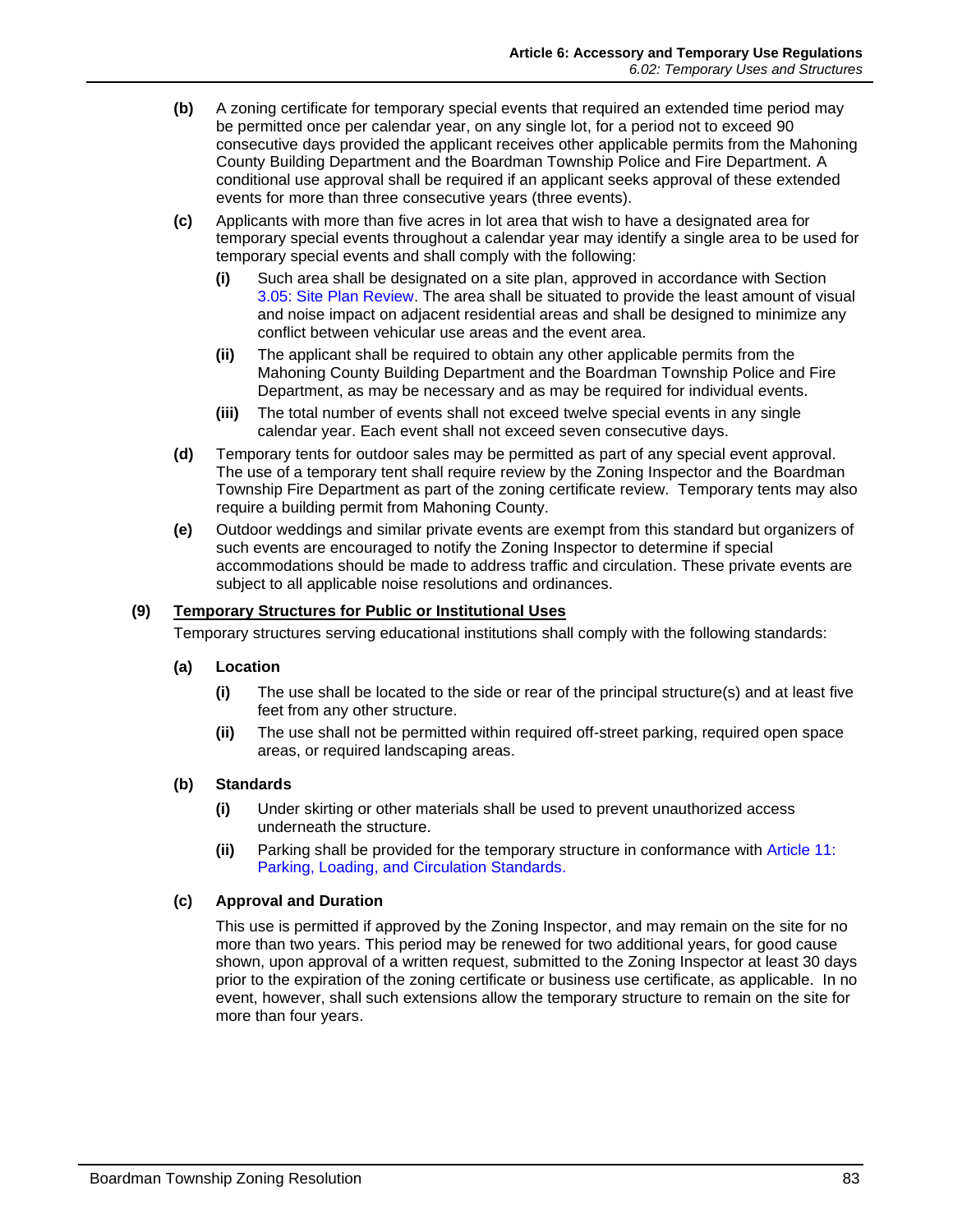**(b)** A zoning certificate for temporary special events that required an extended time period may be permitted once per calendar year, on any single lot, for a period not to exceed 90 consecutive days provided the applicant receives other applicable permits from the Mahoning County Building Department and the Boardman Township Police and Fire Department. A conditional use approval shall be required if an applicant seeks approval of these extended events for more than three consecutive years (three events).

**(c)** Applicants with more than five acres in lot area that wish to have a designated area for temporary special events throughout a calendar year may identify a single area to be used for temporary special events and shall comply with the following:

- **(i)** Such area shall be designated on a site plan, approved in accordance with Section 3.05: Site Plan Review. The area shall be situated to provide the least amount of visual and noise impact on adjacent residential areas and shall be designed to minimize any conflict between vehicular use areas and the event area.
- **(ii)** The applicant shall be required to obtain any other applicable permits from the Mahoning County Building Department and the Boardman Township Police and Fire Department, as may be necessary and as may be required for individual events.
- **(iii)** The total number of events shall not exceed twelve special events in any single calendar year. Each event shall not exceed seven consecutive days.

**(d)** Temporary tents for outdoor sales may be permitted as part of any special event approval. The use of a temporary tent shall require review by the Zoning Inspector and the Boardman Township Fire Department as part of the zoning certificate review. Temporary tents may also require a building permit from Mahoning County.

**(e)** Outdoor weddings and similar private events are exempt from this standard but organizers of such events are encouraged to notify the Zoning Inspector to determine if special accommodations should be made to address traffic and circulation. These private events are subject to all applicable noise resolutions and ordinances.

### (9) Temporary Structures for Public or Institutional Uses

Temporary structures serving educational institutions shall comply with the following standards:

#### (a) Location

- **(i)** The use shall be located to the side or rear of the principal structure(s) and at least five feet from any other structure.
- **(ii)** The use shall not be permitted within required off-street parking, required open space areas, or required landscaping areas.

#### (b) Standards

- **(i)** Under skirting or other materials shall be used to prevent unauthorized access underneath the structure.
- **(ii)** Parking shall be provided for the temporary structure in conformance with Article 11: Parking, Loading, and Circulation Standards.

#### (c) Approval and Duration

This use is permitted if approved by the Zoning Inspector, and may remain on the site for no more than two years. This period may be renewed for two additional years, for good cause shown, upon approval of a written request, submitted to the Zoning Inspector at least 30 days prior to the expiration of the zoning certificate or business use certificate, as applicable. In no event, however, shall such extensions allow the temporary structure to remain on the site for more than four years.